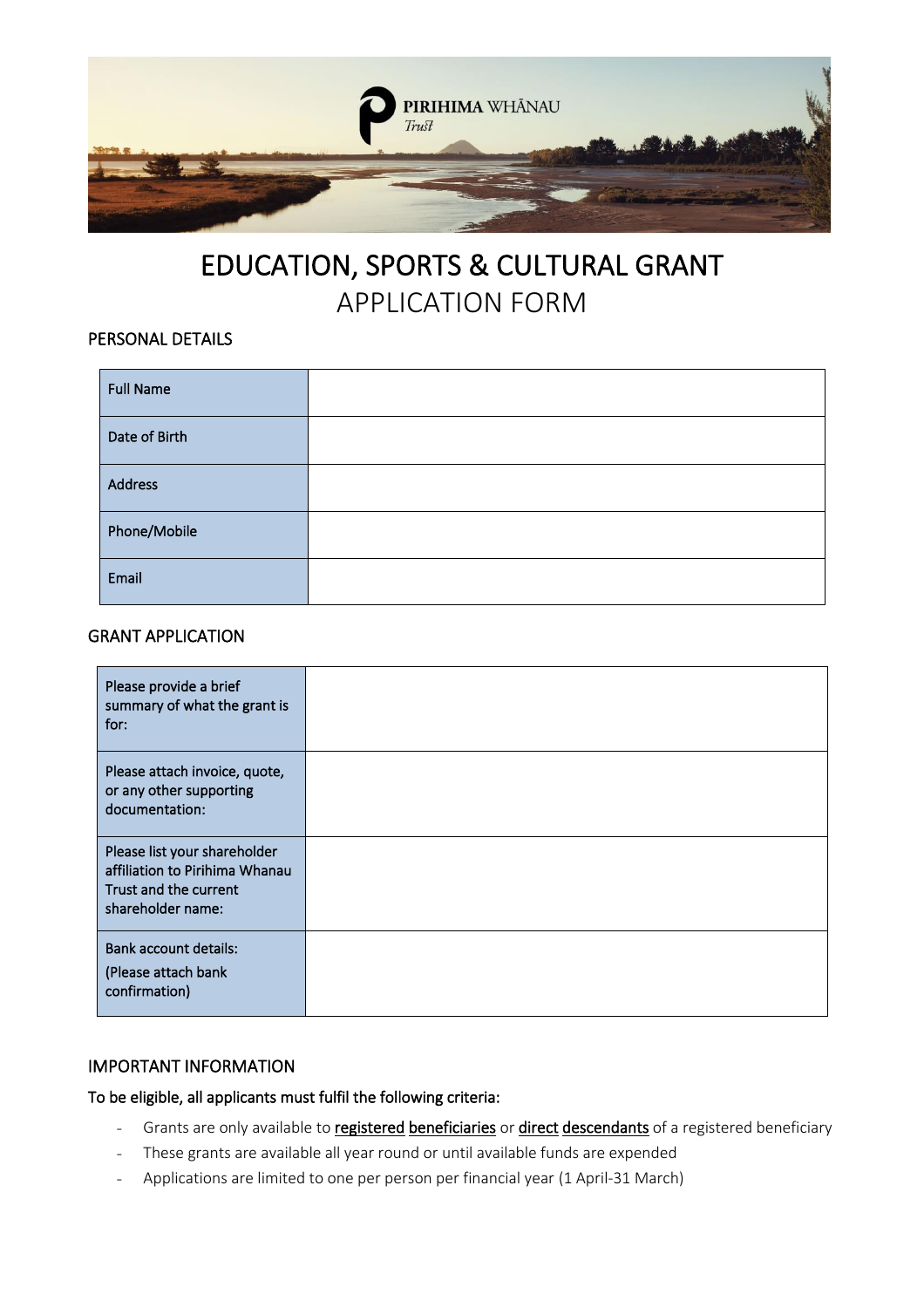PIRIHIMA WHĀNAU Trust

# EDUCATION, SPORTS & CULTURAL GRANT

## APPLICATION FORM

### PERSONAL DETAILS

| Full Name | |
|---|---|
| Date of Birth | |
| Address | |
| Phone/Mobile | |
| Email | |

### GRANT APPLICATION

| Please provide a brief summary of what the grant is for: | |
|---|---|
| Please attach invoice, quote, or any other supporting documentation: | |
| Please list your shareholder affiliation to Pirihima Whanau Trust and the current shareholder name: | |
| Bank account details: (Please attach bank confirmation) | |

### IMPORTANT INFORMATION

**To be eligible, all applicants must fulfil the following criteria:**

- Grants are only available to registered beneficiaries or direct descendants of a registered beneficiary
- These grants are available all year round or until available funds are expended
- Applications are limited to one per person per financial year (1 April-31 March)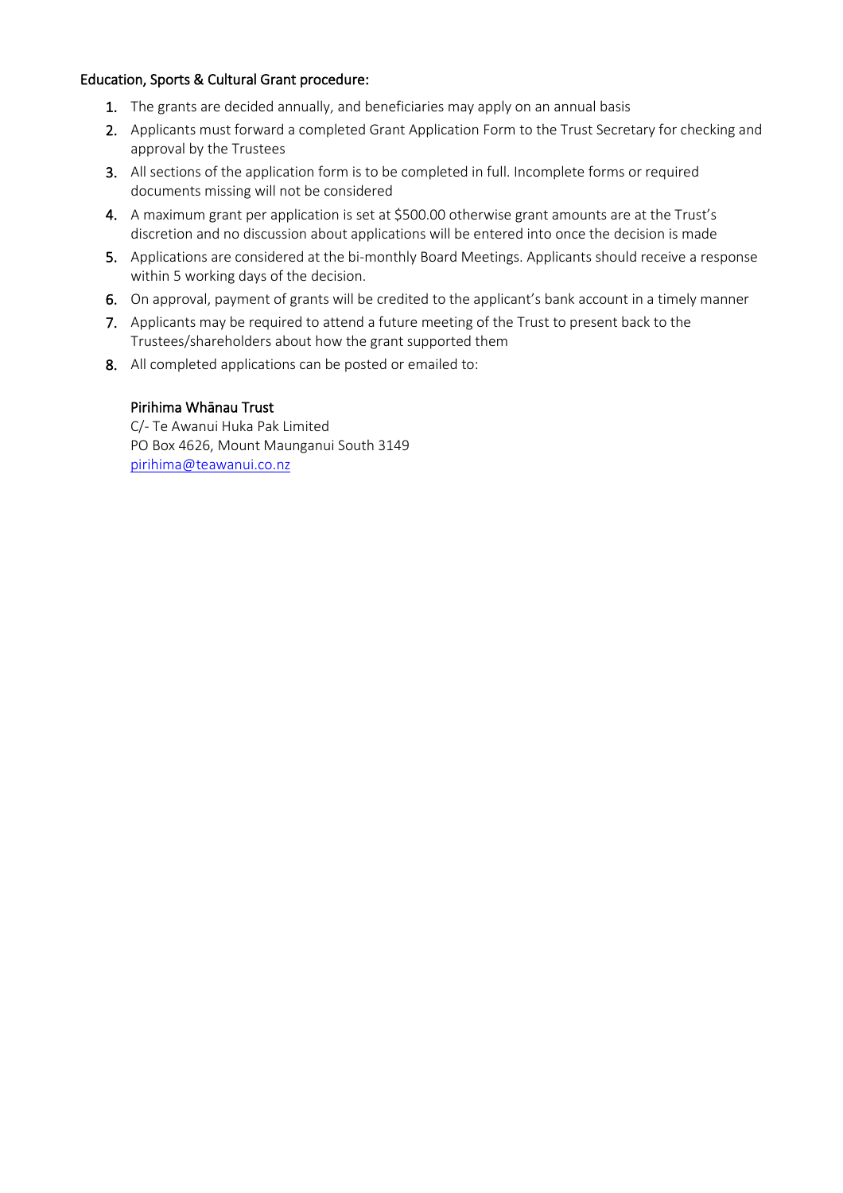### Education, Sports & Cultural Grant procedure:

1. The grants are decided annually, and beneficiaries may apply on an annual basis
2. Applicants must forward a completed Grant Application Form to the Trust Secretary for checking and approval by the Trustees
3. All sections of the application form is to be completed in full. Incomplete forms or required documents missing will not be considered
4. A maximum grant per application is set at $500.00 otherwise grant amounts are at the Trust's discretion and no discussion about applications will be entered into once the decision is made
5. Applications are considered at the bi-monthly Board Meetings. Applicants should receive a response within 5 working days of the decision.
6. On approval, payment of grants will be credited to the applicant's bank account in a timely manner
7. Applicants may be required to attend a future meeting of the Trust to present back to the Trustees/shareholders about how the grant supported them
8. All completed applications can be posted or emailed to:

   **Pirihima Whānau Trust**
   C/- Te Awanui Huka Pak Limited
   PO Box 4626, Mount Maunganui South 3149
   pirihima@teawanui.co.nz